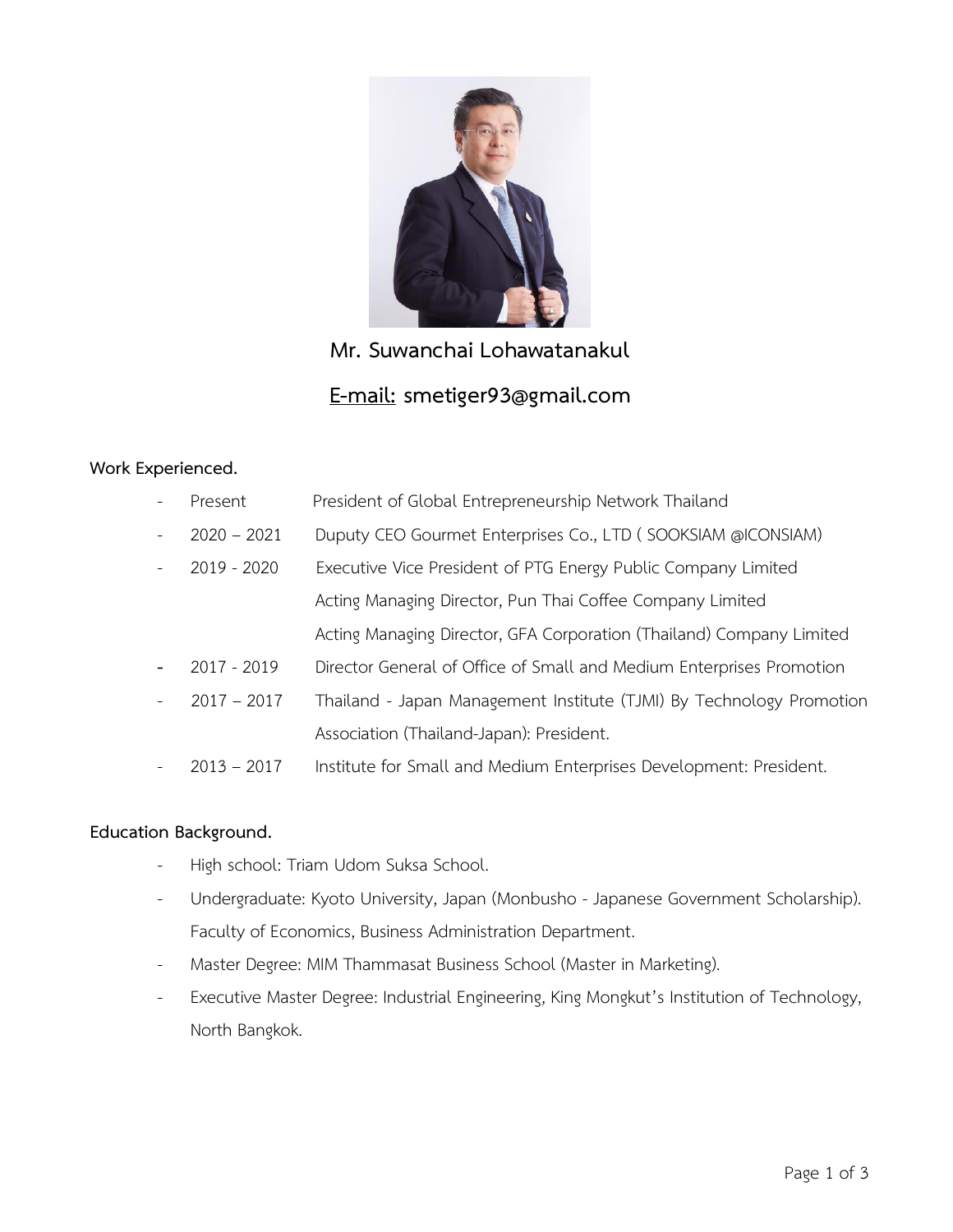**Mr. Suwanchai Lohawatanakul**

**<u>E-mail:</u> smetiger93@gmail.com**

**Work Experienced.**

- Present President of Global Entrepreneurship Network Thailand
- 2020 – 2021 Duputy CEO Gourmet Enterprises Co., LTD ( SOOKSIAM @ICONSIAM)
- 2019 - 2020 Executive Vice President of PTG Energy Public Company Limited
  Acting Managing Director, Pun Thai Coffee Company Limited
  Acting Managing Director, GFA Corporation (Thailand) Company Limited
- 2017 - 2019 Director General of Office of Small and Medium Enterprises Promotion
- 2017 – 2017 Thailand - Japan Management Institute (TJMI) By Technology Promotion Association (Thailand-Japan): President.
- 2013 – 2017 Institute for Small and Medium Enterprises Development: President.

**Education Background.**

- High school: Triam Udom Suksa School.
- Undergraduate: Kyoto University, Japan (Monbusho - Japanese Government Scholarship). Faculty of Economics, Business Administration Department.
- Master Degree: MIM Thammasat Business School (Master in Marketing).
- Executive Master Degree: Industrial Engineering, King Mongkut's Institution of Technology, North Bangkok.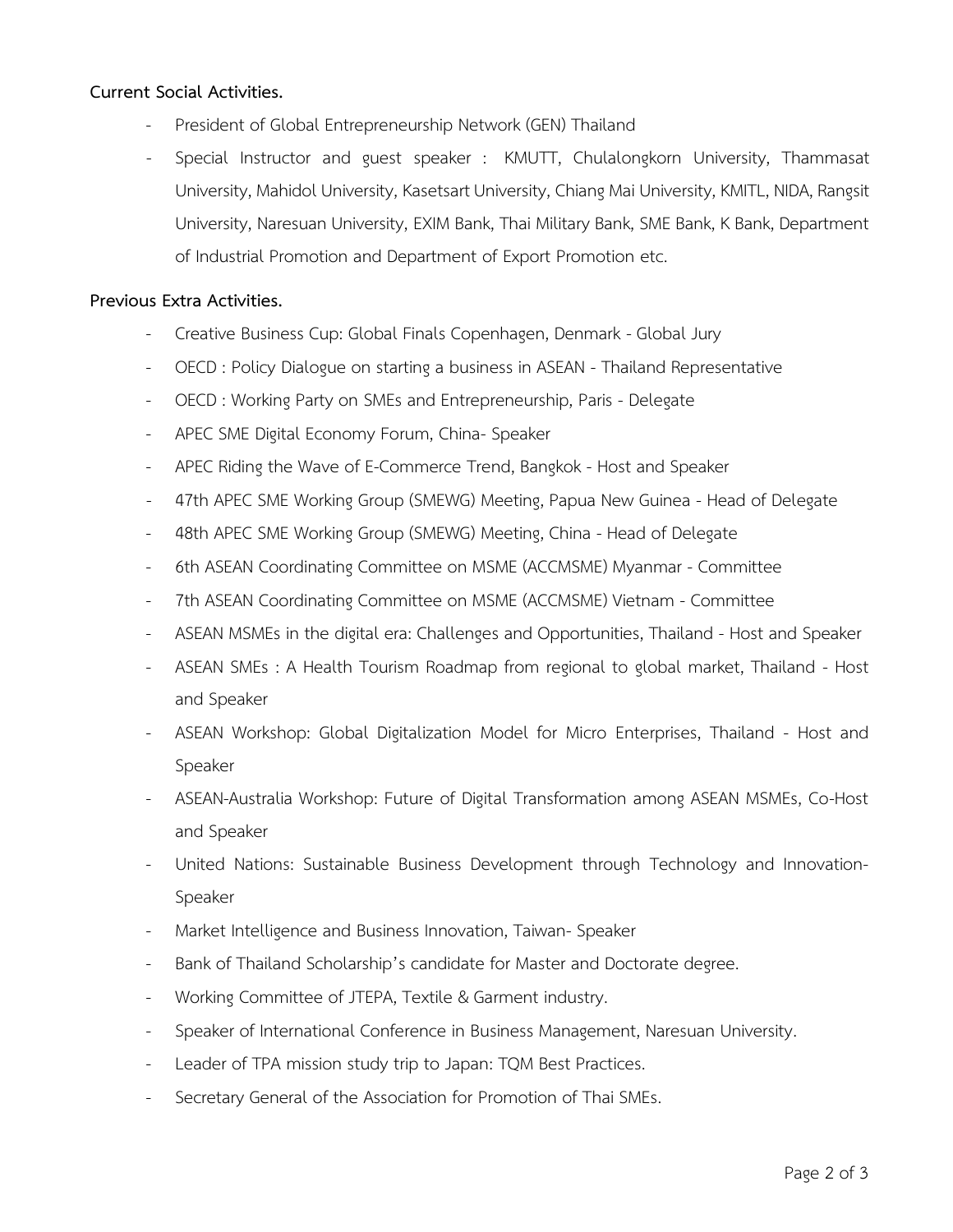**Current Social Activities.**

- President of Global Entrepreneurship Network (GEN) Thailand
- Special Instructor and guest speaker : KMUTT, Chulalongkorn University, Thammasat University, Mahidol University, Kasetsart University, Chiang Mai University, KMITL, NIDA, Rangsit University, Naresuan University, EXIM Bank, Thai Military Bank, SME Bank, K Bank, Department of Industrial Promotion and Department of Export Promotion etc.

**Previous Extra Activities.**

- Creative Business Cup: Global Finals Copenhagen, Denmark - Global Jury
- OECD : Policy Dialogue on starting a business in ASEAN - Thailand Representative
- OECD : Working Party on SMEs and Entrepreneurship, Paris - Delegate
- APEC SME Digital Economy Forum, China- Speaker
- APEC Riding the Wave of E-Commerce Trend, Bangkok - Host and Speaker
- 47th APEC SME Working Group (SMEWG) Meeting, Papua New Guinea - Head of Delegate
- 48th APEC SME Working Group (SMEWG) Meeting, China - Head of Delegate
- 6th ASEAN Coordinating Committee on MSME (ACCMSME) Myanmar - Committee
- 7th ASEAN Coordinating Committee on MSME (ACCMSME) Vietnam - Committee
- ASEAN MSMEs in the digital era: Challenges and Opportunities, Thailand - Host and Speaker
- ASEAN SMEs : A Health Tourism Roadmap from regional to global market, Thailand - Host and Speaker
- ASEAN Workshop: Global Digitalization Model for Micro Enterprises, Thailand - Host and Speaker
- ASEAN-Australia Workshop: Future of Digital Transformation among ASEAN MSMEs, Co-Host and Speaker
- United Nations: Sustainable Business Development through Technology and Innovation-Speaker
- Market Intelligence and Business Innovation, Taiwan- Speaker
- Bank of Thailand Scholarship's candidate for Master and Doctorate degree.
- Working Committee of JTEPA, Textile & Garment industry.
- Speaker of International Conference in Business Management, Naresuan University.
- Leader of TPA mission study trip to Japan: TQM Best Practices.
- Secretary General of the Association for Promotion of Thai SMEs.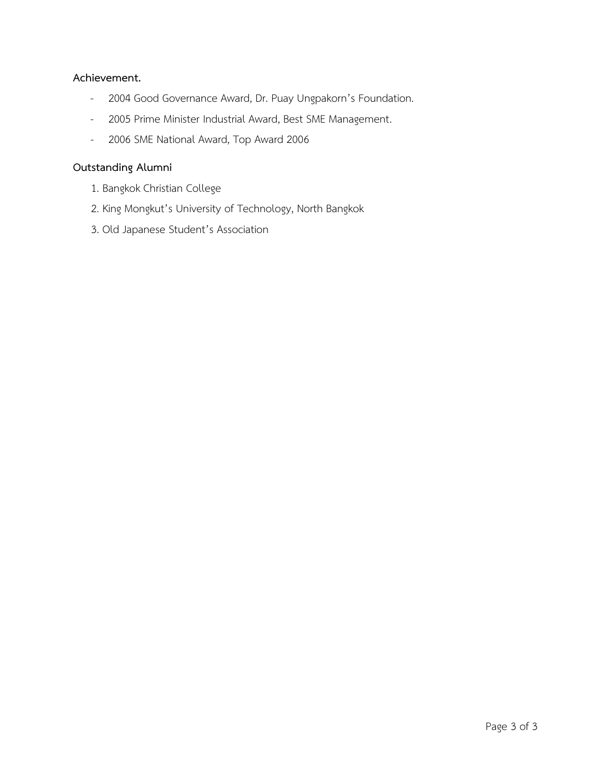**Achievement.**

- 2004 Good Governance Award, Dr. Puay Ungpakorn's Foundation.
- 2005 Prime Minister Industrial Award, Best SME Management.
- 2006 SME National Award, Top Award 2006

**Outstanding Alumni**

1. Bangkok Christian College
2. King Mongkut's University of Technology, North Bangkok
3. Old Japanese Student's Association